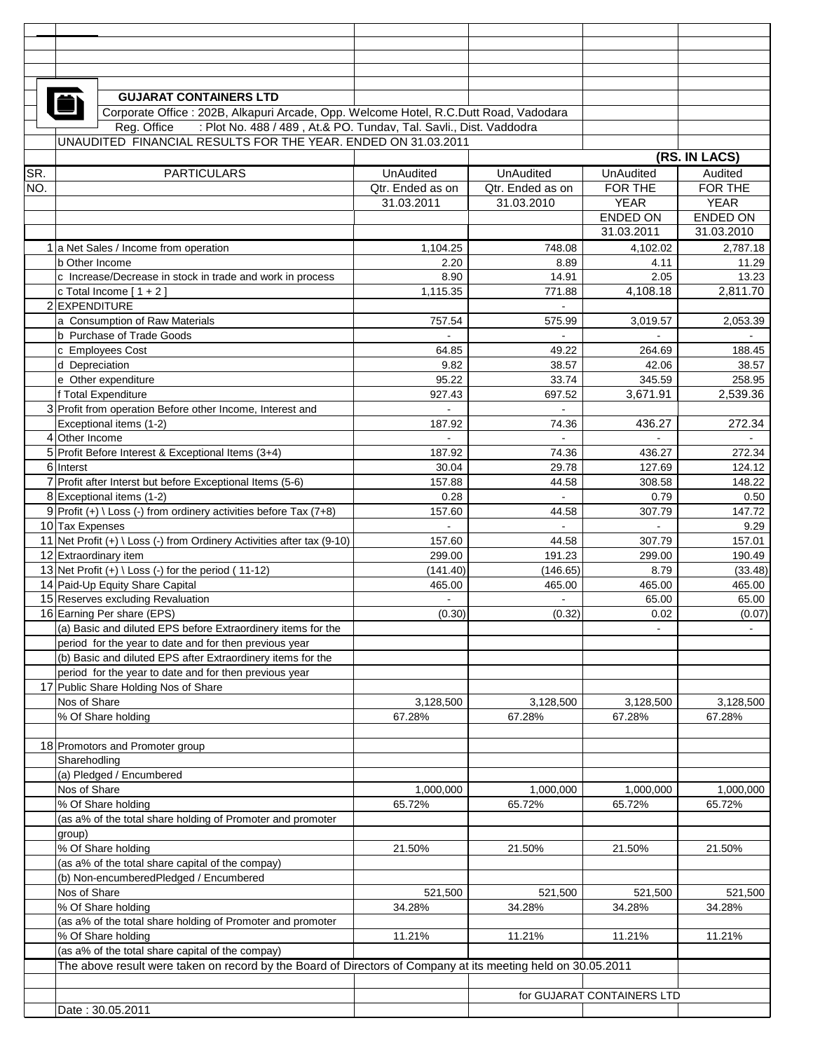**GUJARAT CONTAINERS LTD**

Corporate Office : 202B, Alkapuri Arcade, Opp. Welcome Hotel, R.C.Dutt Road, Vadodara

Reg. Office : Plot No. 488 / 489 , At.& PO. Tundav, Tal. Savli., Dist. Vaddodra

UNAUDITED FINANCIAL RESULTS FOR THE YEAR. ENDED ON 31.03.2011

**(RS. IN LACS)**

| SR. NO. | PARTICULARS | UnAudited Qtr. Ended as on 31.03.2011 | UnAudited Qtr. Ended as on 31.03.2010 | UnAudited FOR THE YEAR ENDED ON 31.03.2011 | Audited FOR THE YEAR ENDED ON 31.03.2010 |
|---|---|---|---|---|---|
| 1 | a Net Sales / Income from operation | 1,104.25 | 748.08 | 4,102.02 | 2,787.18 |
| | b Other Income | 2.20 | 8.89 | 4.11 | 11.29 |
| | c Increase/Decrease in stock in trade and work in process | 8.90 | 14.91 | 2.05 | 13.23 |
| | c Total Income [ 1 + 2 ] | 1,115.35 | 771.88 | 4,108.18 | 2,811.70 |
| 2 | EXPENDITURE | | - | | |
| | a Consumption of Raw Materials | 757.54 | 575.99 | 3,019.57 | 2,053.39 |
| | b Purchase of Trade Goods | - | - | - | - |
| | c Employees Cost | 64.85 | 49.22 | 264.69 | 188.45 |
| | d Depreciation | 9.82 | 38.57 | 42.06 | 38.57 |
| | e Other expenditure | 95.22 | 33.74 | 345.59 | 258.95 |
| | f Total Expenditure | 927.43 | 697.52 | 3,671.91 | 2,539.36 |
| 3 | Profit from operation Before other Income, Interest and Exceptional items (1-2) | 187.92 | 74.36 | 436.27 | 272.34 |
| 4 | Other Income | - | - | - | - |
| 5 | Profit Before Interest & Exceptional Items (3+4) | 187.92 | 74.36 | 436.27 | 272.34 |
| 6 | Interst | 30.04 | 29.78 | 127.69 | 124.12 |
| 7 | Profit after Interst but before Exceptional Items (5-6) | 157.88 | 44.58 | 308.58 | 148.22 |
| 8 | Exceptional items (1-2) | 0.28 | - | 0.79 | 0.50 |
| 9 | Profit (+) \ Loss (-) from ordinery activities before Tax (7+8) | 157.60 | 44.58 | 307.79 | 147.72 |
| 10 | Tax Expenses | - | - | - | 9.29 |
| 11 | Net Profit (+) \ Loss (-) from Ordinery Activities after tax (9-10) | 157.60 | 44.58 | 307.79 | 157.01 |
| 12 | Extraordinary item | 299.00 | 191.23 | 299.00 | 190.49 |
| 13 | Net Profit (+) \ Loss (-) for the period ( 11-12) | (141.40) | (146.65) | 8.79 | (33.48) |
| 14 | Paid-Up Equity Share Capital | 465.00 | 465.00 | 465.00 | 465.00 |
| 15 | Reserves excluding Revaluation | - | - | 65.00 | 65.00 |
| 16 | Earning Per share (EPS) | (0.30) | (0.32) | 0.02 | (0.07) |
| | (a) Basic and diluted EPS before Extraordinery items for the period for the year to date and for then previous year | | | - | - |
| | (b) Basic and diluted EPS after Extraordinery items for the period for the year to date and for then previous year | | | | |
| 17 | Public Share Holding Nos of Share | | | | |
| | Nos of Share | 3,128,500 | 3,128,500 | 3,128,500 | 3,128,500 |
| | % Of Share holding | 67.28% | 67.28% | 67.28% | 67.28% |
| 18 | Promotors and Promoter group Sharehodling | | | | |
| | (a) Pledged / Encumbered | | | | |
| | Nos of Share | 1,000,000 | 1,000,000 | 1,000,000 | 1,000,000 |
| | % Of Share holding (as a% of the total share holding of Promoter and promoter group) | 65.72% | 65.72% | 65.72% | 65.72% |
| | % Of Share holding (as a% of the total share capital of the compay) | 21.50% | 21.50% | 21.50% | 21.50% |
| | (b) Non-encumberedPledged / Encumbered | | | | |
| | Nos of Share | 521,500 | 521,500 | 521,500 | 521,500 |
| | % Of Share holding (as a% of the total share holding of Promoter and promoter | 34.28% | 34.28% | 34.28% | 34.28% |
| | % Of Share holding (as a% of the total share capital of the compay) | 11.21% | 11.21% | 11.21% | 11.21% |

The above result were taken on record by the Board of Directors of Company at its meeting held on 30.05.2011

for GUJARAT CONTAINERS LTD

Date : 30.05.2011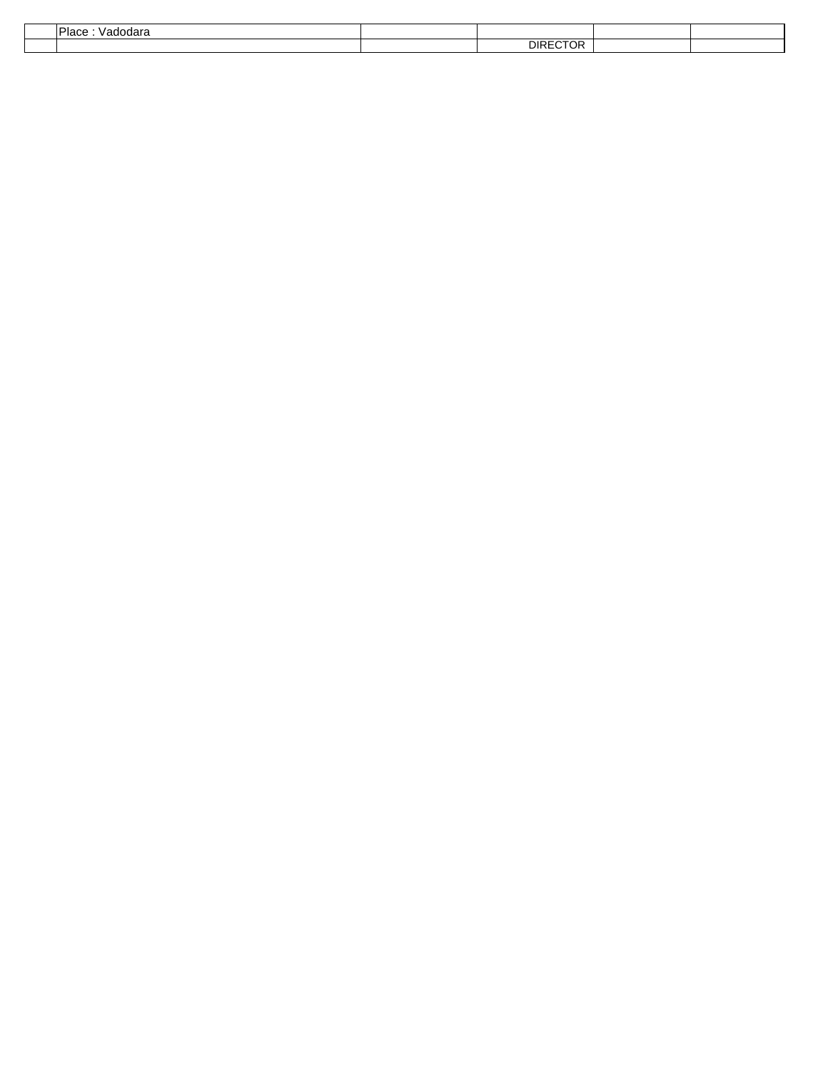| | | | | | |
|---|---|---|---|---|---|
| | Place : Vadodara | | | | |
| | | | DIRECTOR | | |